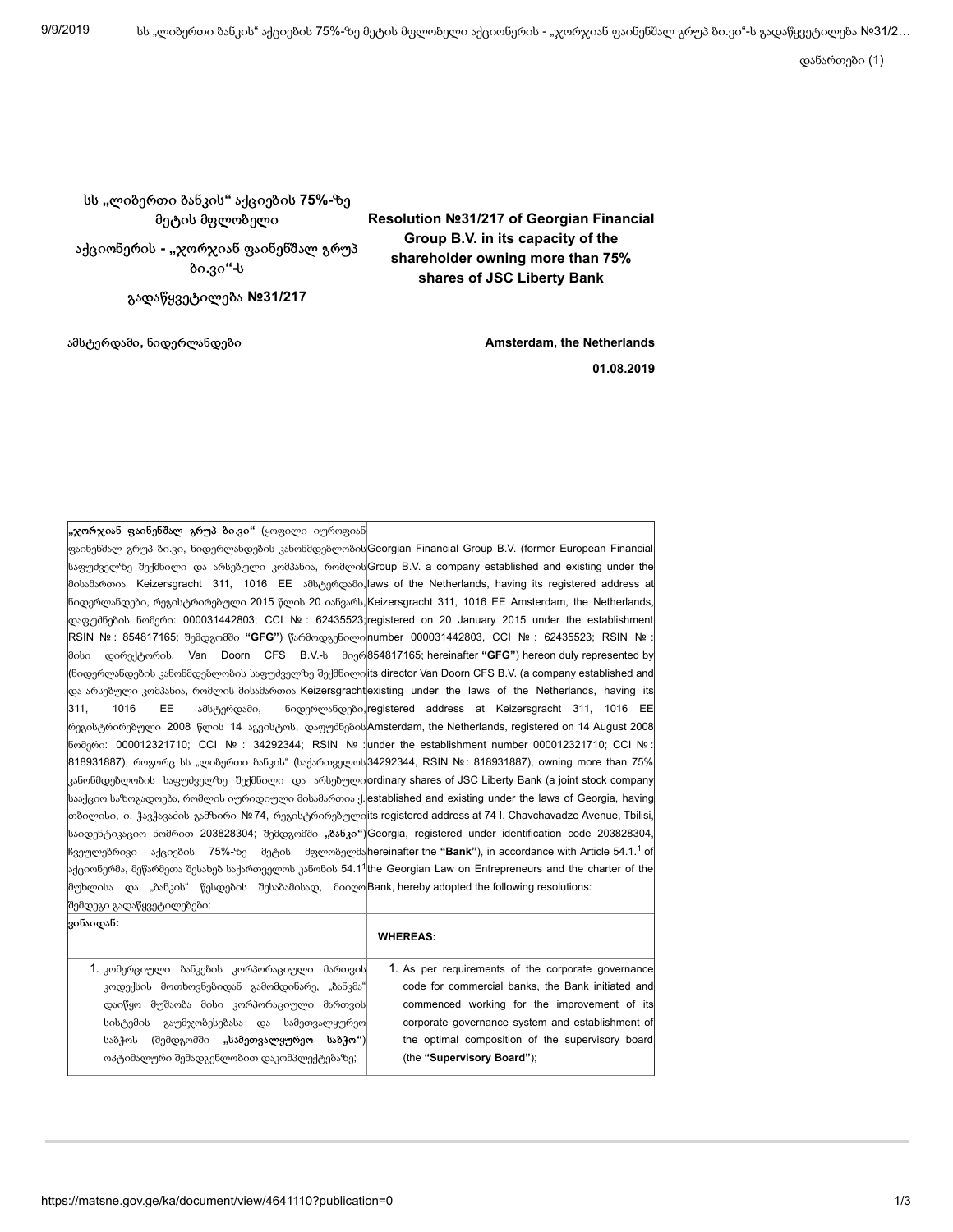დანართები (1)

| სს „ლიბერთი ბანკის" აქციების **75%-ზე** მეტის მფლობელი აქციონერის - **„ჯორჯიან ფაინენშალ გრუპ ბი.ვი"-ს** გადაწყვეტილება **№31/217** | **Resolution №31/217 of Georgian Financial Group B.V. in its capacity of the shareholder owning more than 75% shares of JSC Liberty Bank** |
|---|---|
| **ამსტერდამი, ნიდერლანდები** | **Amsterdam, the Netherlands** |
| | **01.08.2019** |

| **„ჯორჯიან ფაინენშალ გრუპ ბი.ვი"** (ყოფილი იუროფიან ფაინენშალ გრუპ ბი.ვი, ნიდერლანდების კანონმდებლობის საფუძველზე შექმნილი და არსებული კომპანია, რომლის მისამართია Keizersgracht 311, 1016 EE ამსტერდამი, ნიდერლანდები, რეგისტრირებული 2015 წლის 20 იანვარს, დაფუძნების ნომერი: 000031442803; CCI № : 62435523; RSIN № : 854817165; შემდგომში **"GFG"**) წარმოდგენილი მისი დირექტორის, Van Doorn CFS B.V.-ს მიერ (ნიდერლანდების კანონმდებლობის საფუძველზე შექმნილი და არსებული კომპანია, რომლის მისამართია Keizersgracht 311, 1016 EE ამსტერდამი, ნიდერლანდები, რეგისტრირებული 2008 წლის 14 აგვისტოს, დაფუძნების ნომერი: 000012321710; CCI № : 34292344; RSIN № : 818931887), როგორც სს „ლიბერთი ბანკის" (საქართველოს კანონმდებლობის საფუძველზე შექმნილი და არსებული სააქციო საზოგადოება, რომლის იურიდიული მისამართია ქ. თბილისი, ი. ჭავჭავაძის გამზირი №74, რეგისტრირებული საიდენტიფიკაციო ნომრით 203828304; შემდგომში **„ბანკი"**) ჩვეულებრივი აქციების 75%-ზე მეტის მფლობელმა აქციონერმა, მეწარმეთა შესახებ საქართველოს კანონის 54.1[1] მუხლისა და „ბანკის" წესდების შესაბამისად, მიიღო შემდეგი გადაწყვეტილებები: | Georgian Financial Group B.V. (former European Financial Group B.V. a company established and existing under the laws of the Netherlands, having its registered address at Keizersgracht 311, 1016 EE Amsterdam, the Netherlands, registered on 20 January 2015 under the establishment number 000031442803, CCI № : 62435523; RSIN № : 854817165; hereinafter **"GFG"**) hereon duly represented by its director Van Doorn CFS B.V. (a company established and existing under the laws of the Netherlands, having its registered address at Keizersgracht 311, 1016 EE Amsterdam, the Netherlands, registered on 14 August 2008 under the establishment number 000012321710; CCI № : 34292344, RSIN №: 818931887), owning more than 75% ordinary shares of JSC Liberty Bank (a joint stock company established and existing under the laws of Georgia, having its registered address at 74 I. Chavchavadze Avenue, Tbilisi, Georgia, registered under identification code 203828304, hereinafter the **"Bank"**), in accordance with Article 54.1.[1] of the Georgian Law on Entrepreneurs and the charter of the Bank, hereby adopted the following resolutions: |
|---|---|
| **ვინაიდან:** | **WHEREAS:** |
| 1. კომერციული ბანკების კორპორაციული მართვის კოდექსის მოთხოვნებიდან გამომდინარე, „ბანკმა" დაიწყო მუშაობა მისი კორპორაციული მართვის სისტემის გაუმჯობესებასა და სამეთვალყურეო საბჭოს (შემდგომში **„სამეთვალყურეო საბჭო"**) ოპტიმალური შემადგენლობით დაკომპლექტებაზე; | 1. As per requirements of the corporate governance code for commercial banks, the Bank initiated and commenced working for the improvement of its corporate governance system and establishment of the optimal composition of the supervisory board (the **"Supervisory Board"**); |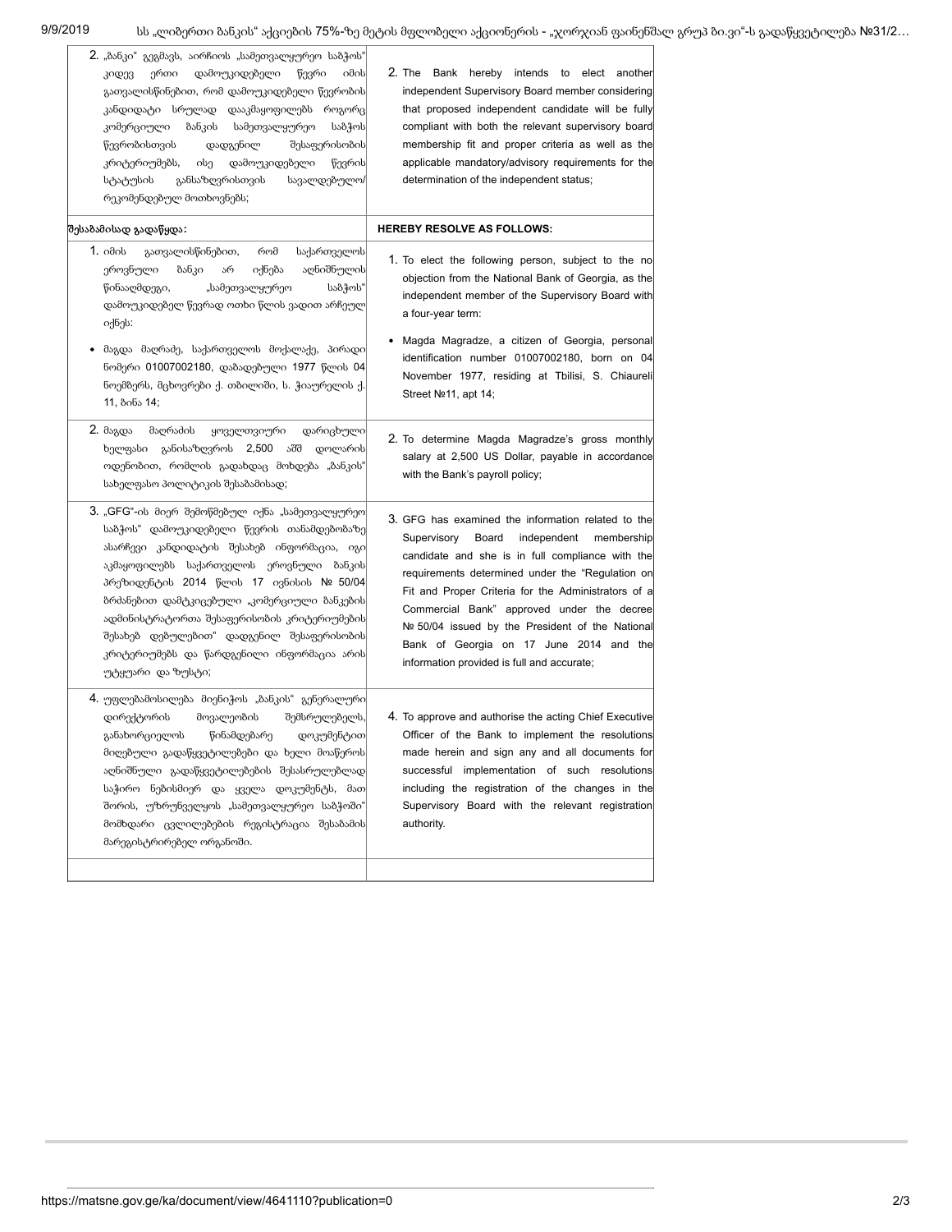| | |
|---|---|
| 2. „ბანკი“ გეგმავს, აირჩიოს „სამეთვალყურეო საბჭოს“ კიდევ ერთი დამოუკიდებელი წევრი იმის გათვალისწინებით, რომ დამოუკიდებელი წევრობის კანდიდატი სრულად დააკმაყოფილებს როგორც კომერციული ბანკის სამეთვალყურეო საბჭოს წევრობისთვის დადგენილ შესაფერისობის კრიტერიუმებს, ისე დამოუკიდებელი წევრის სტატუსის განსაზღვრისთვის სავალდებულო/ რეკომენდებულ მოთხოვნებს; | 2. The Bank hereby intends to elect another independent Supervisory Board member considering that proposed independent candidate will be fully compliant with both the relevant supervisory board membership fit and proper criteria as well as the applicable mandatory/advisory requirements for the determination of the independent status; |
| **შესაბამისად გადაწყდა:** | **HEREBY RESOLVE AS FOLLOWS:** |
| 1. იმის გათვალისწინებით, რომ საქართველოს ეროვნული ბანკი არ იქნება აღნიშნულის წინააღმდეგი, „სამეთვალყურეო საბჭოს“ დამოუკიდებელ წევრად ოთხი წლის ვადით არჩეულ იქნეს:<br>• მაგდა მაღრაძე, საქართველოს მოქალაქე, პირადი ნომერი 01007002180, დაბადებული 1977 წლის 04 ნოემბერს, მცხოვრები ქ. თბილიში, ს. ჭიაურელის ქ. 11, ბინა 14; | 1. To elect the following person, subject to the no objection from the National Bank of Georgia, as the independent member of the Supervisory Board with a four-year term:<br>• Magda Magradze, a citizen of Georgia, personal identification number 01007002180, born on 04 November 1977, residing at Tbilisi, S. Chiaureli Street №11, apt 14; |
| 2. მაგდა მაღრაძის ყოველთვიური დარიცხული ხელფასი განისაზღვროს 2,500 აშშ დოლარის ოდენობით, რომლის გადახდაც მოხდება „ბანკის“ სახელფასო პოლიტიკის შესაბამისად; | 2. To determine Magda Magradze's gross monthly salary at 2,500 US Dollar, payable in accordance with the Bank's payroll policy; |
| 3. „GFG“-ის მიერ შემოწმებულ იქნა „სამეთვალყურეო საბჭოს“ დამოუკიდებელი წევრის თანამდებობაზე ასარჩევი კანდიდატის შესახებ ინფორმაცია, იგი აკმაყოფილებს საქართველოს ეროვნული ბანკის პრეზიდენტის 2014 წლის 17 ივნისის № 50/04 ბრძანებით დამტკიცებული „კომერციული ბანკების ადმინისტრატორთა შესაფერისობის კრიტერიუმების შესახებ დებულებით“ დადგენილ შესაფერისობის კრიტერიუმებს და წარდგენილი ინფორმაცია არის უტყუარი და ზუსტი; | 3. GFG has examined the information related to the Supervisory Board independent membership candidate and she is in full compliance with the requirements determined under the "Regulation on Fit and Proper Criteria for the Administrators of a Commercial Bank" approved under the decree № 50/04 issued by the President of the National Bank of Georgia on 17 June 2014 and the information provided is full and accurate; |
| 4. უფლებამოსილება მიენიჭოს „ბანკის“ გენერალური დირექტორის მოვალეობის შემსრულებელს, განახორციელოს წინამდებარე დოკუმენტით მიღებული გადაწყვეტილებები და ხელი მოაწეროს აღნიშნული გადაწყვეტილებების შესასრულებლად საჭირო ნებისმიერ და ყველა დოკუმენტს, მათ შორის, უზრუნველყოს „სამეთვალყურეო საბჭოში“ მომხდარი ცვლილებების რეგისტრაცია შესაბამის მარეგისტრირებელ ორგანოში. | 4. To approve and authorise the acting Chief Executive Officer of the Bank to implement the resolutions made herein and sign any and all documents for successful implementation of such resolutions including the registration of the changes in the Supervisory Board with the relevant registration authority. |
| | |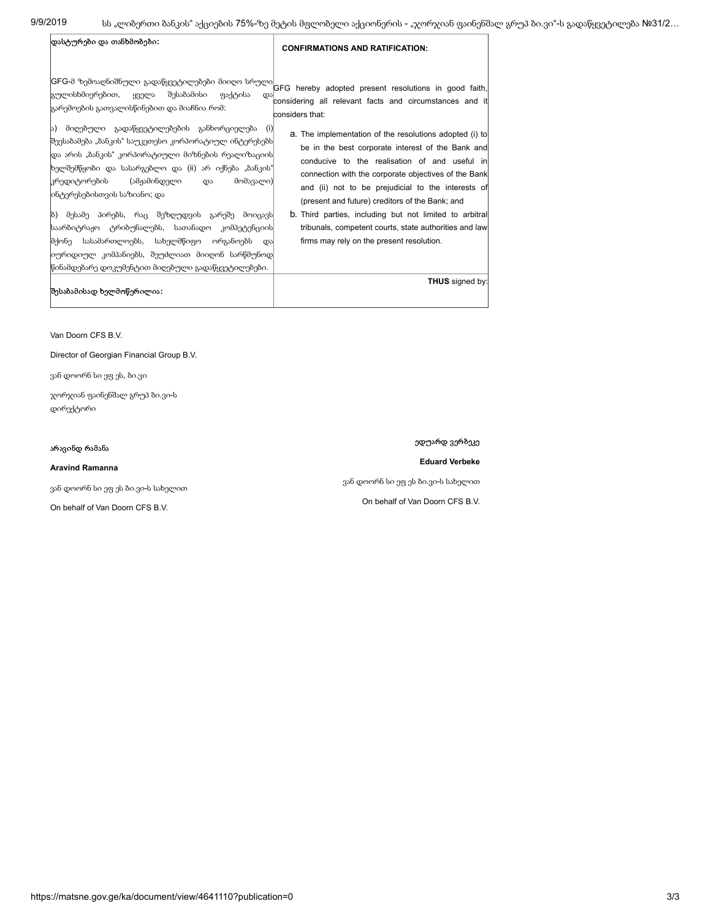| დასტურები და თანხმობები: | CONFIRMATIONS AND RATIFICATION: |
| --- | --- |
| GFG-მ ზემოაღნიშნული გადაწყვეტილებები მიიღო სრული გულისხმიერებით, ყველა შესაბამისი ფაქტისა და გარემოების გათვალისწინებით და მიაჩნია რომ:<br><br>ა) მიღებული გადაწყვეტილებების განხორციელება (i) შეესაბამება „ბანკის" საუკეთესო კორპორატიულ ინტერესებს და არის „ბანკის" კორპორატიული მიზნების რეალიზაციის ხელშემწყობი და სასარგებლო და (ii) არ იქნება „ბანკის" კრედიტორების (ამჟამინდელი და მომავალი) ინტერესებისთვის საზიანო; და<br><br>ბ) მესამე პირებს, რაც შეზღუდვის გარეშე მოიცავს საარბიტრაჟო ტრიბუნალებს, სათანადო კომპეტენციის მქონე სასამართლოებს, სახელმწიფო ორგანოებს და იურიდიულ კომპანიებს, შეუძლიათ მიიღონ სარწმუნოდ წინამდებარე დოკუმენტით მიღებული გადაწყვეტილებები. | GFG hereby adopted present resolutions in good faith, considering all relevant facts and circumstances and it considers that:<br><br>a. The implementation of the resolutions adopted (i) to be in the best corporate interest of the Bank and conducive to the realisation of and useful in connection with the corporate objectives of the Bank and (ii) not to be prejudicial to the interests of (present and future) creditors of the Bank; and<br><br>b. Third parties, including but not limited to arbitral tribunals, competent courts, state authorities and law firms may rely on the present resolution. |
| შესაბამისად ხელმოწერილია: | **THUS** signed by: |

Van Doorn CFS B.V.

Director of Georgian Financial Group B.V.

ვან დოორნ სი ეფ ეს, ბი.ვი

ჯორჯიან ფაინენშალ გრუპ ბი.ვი-ს დირექტორი

**არავინდ რამანა**

**Aravind Ramanna**

ვან დოორნ სი ეფ ეს ბი.ვი-ს სახელით

On behalf of Van Doorn CFS B.V.

**ედუარდ ვერბეკე**

**Eduard Verbeke**

ვან დოორნ სი ეფ ეს ბი.ვი-ს სახელით

On behalf of Van Doorn CFS B.V.